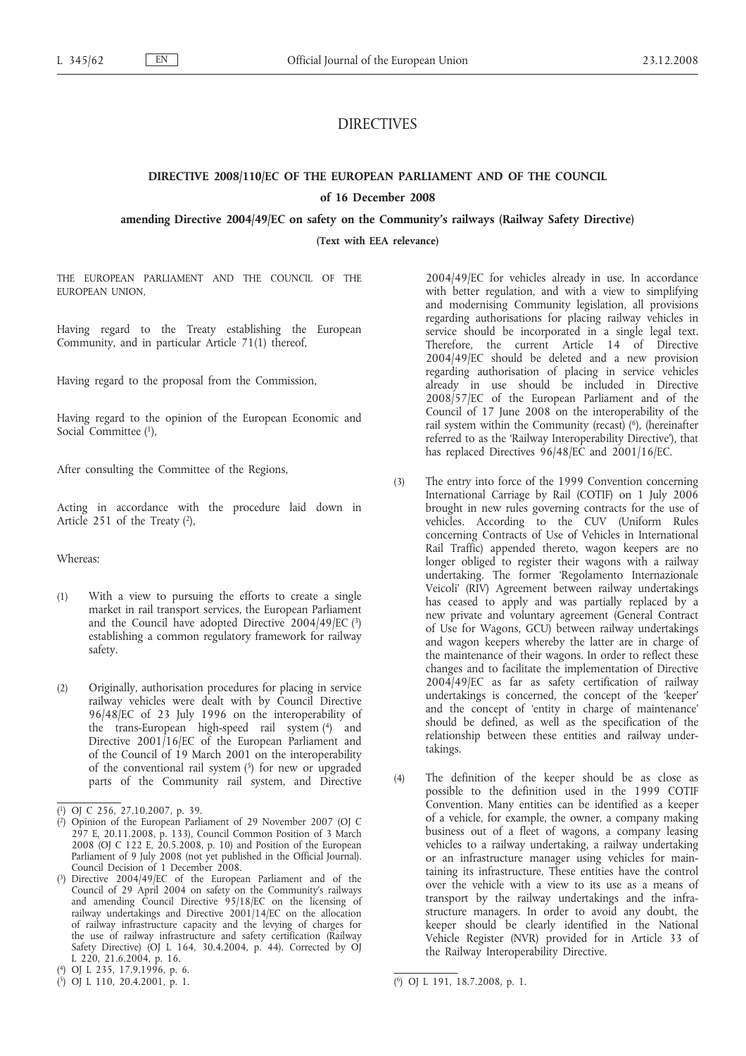# DIRECTIVES

## DIRECTIVE 2008/110/EC OF THE EUROPEAN PARLIAMENT AND OF THE COUNCIL

### of 16 December 2008

### amending Directive 2004/49/EC on safety on the Community's railways (Railway Safety Directive)

**(Text with EEA relevance)**

THE EUROPEAN PARLIAMENT AND THE COUNCIL OF THE EUROPEAN UNION,

Having regard to the Treaty establishing the European Community, and in particular Article 71(1) thereof,

Having regard to the proposal from the Commission,

Having regard to the opinion of the European Economic and Social Committee [1],

After consulting the Committee of the Regions,

Acting in accordance with the procedure laid down in Article 251 of the Treaty [2],

Whereas:

(1) With a view to pursuing the efforts to create a single market in rail transport services, the European Parliament and the Council have adopted Directive 2004/49/EC [3] establishing a common regulatory framework for railway safety.

(2) Originally, authorisation procedures for placing in service railway vehicles were dealt with by Council Directive 96/48/EC of 23 July 1996 on the interoperability of the trans-European high-speed rail system [4] and Directive 2001/16/EC of the European Parliament and of the Council of 19 March 2001 on the interoperability of the conventional rail system [5] for new or upgraded parts of the Community rail system, and Directive 2004/49/EC for vehicles already in use. In accordance with better regulation, and with a view to simplifying and modernising Community legislation, all provisions regarding authorisations for placing railway vehicles in service should be incorporated in a single legal text. Therefore, the current Article 14 of Directive 2004/49/EC should be deleted and a new provision regarding authorisation of placing in service vehicles already in use should be included in Directive 2008/57/EC of the European Parliament and of the Council of 17 June 2008 on the interoperability of the rail system within the Community (recast) [6], (hereinafter referred to as the 'Railway Interoperability Directive'), that has replaced Directives 96/48/EC and 2001/16/EC.

(3) The entry into force of the 1999 Convention concerning International Carriage by Rail (COTIF) on 1 July 2006 brought in new rules governing contracts for the use of vehicles. According to the CUV (Uniform Rules concerning Contracts of Use of Vehicles in International Rail Traffic) appended thereto, wagon keepers are no longer obliged to register their wagons with a railway undertaking. The former 'Regolamento Internazionale Veicoli' (RIV) Agreement between railway undertakings has ceased to apply and was partially replaced by a new private and voluntary agreement (General Contract of Use for Wagons, GCU) between railway undertakings and wagon keepers whereby the latter are in charge of the maintenance of their wagons. In order to reflect these changes and to facilitate the implementation of Directive 2004/49/EC as far as safety certification of railway undertakings is concerned, the concept of the 'keeper' and the concept of 'entity in charge of maintenance' should be defined, as well as the specification of the relationship between these entities and railway undertakings.

(4) The definition of the keeper should be as close as possible to the definition used in the 1999 COTIF Convention. Many entities can be identified as a keeper of a vehicle, for example, the owner, a company making business out of a fleet of wagons, a company leasing vehicles to a railway undertaking, a railway undertaking or an infrastructure manager using vehicles for maintaining its infrastructure. These entities have the control over the vehicle with a view to its use as a means of transport by the railway undertakings and the infrastructure managers. In order to avoid any doubt, the keeper should be clearly identified in the National Vehicle Register (NVR) provided for in Article 33 of the Railway Interoperability Directive.

---

[1] OJ C 256, 27.10.2007, p. 39.

[2] Opinion of the European Parliament of 29 November 2007 (OJ C 297 E, 20.11.2008, p. 133), Council Common Position of 3 March 2008 (OJ C 122 E, 20.5.2008, p. 10) and Position of the European Parliament of 9 July 2008 (not yet published in the Official Journal). Council Decision of 1 December 2008.

[3] Directive 2004/49/EC of the European Parliament and of the Council of 29 April 2004 on safety on the Community's railways and amending Council Directive 95/18/EC on the licensing of railway undertakings and Directive 2001/14/EC on the allocation of railway infrastructure capacity and the levying of charges for the use of railway infrastructure and safety certification (Railway Safety Directive) (OJ L 164, 30.4.2004, p. 44). Corrected by OJ L 220, 21.6.2004, p. 16.

[4] OJ L 235, 17.9.1996, p. 6.

[5] OJ L 110, 20.4.2001, p. 1.

[6] OJ L 191, 18.7.2008, p. 1.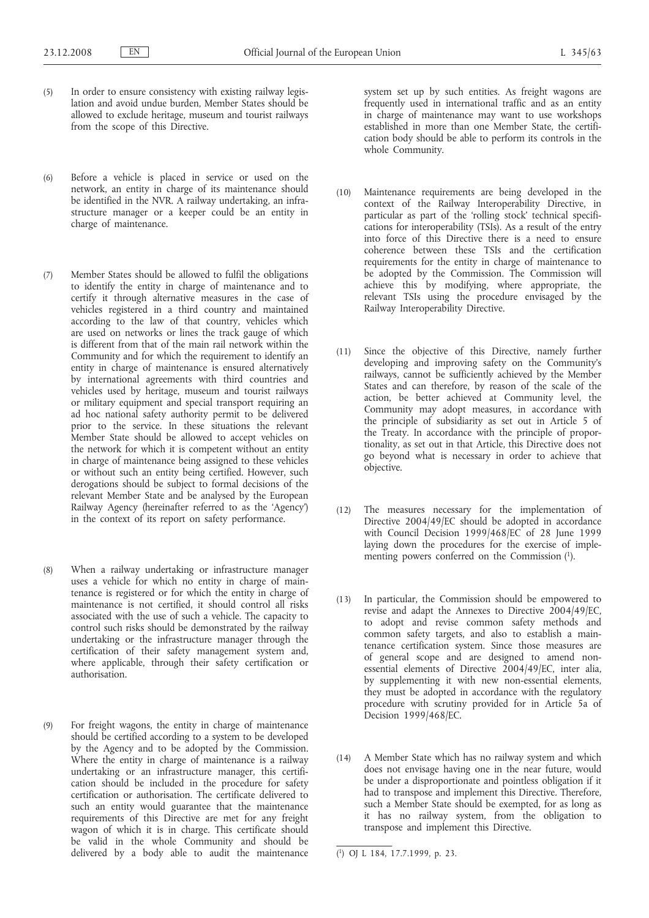(5) In order to ensure consistency with existing railway legislation and avoid undue burden, Member States should be allowed to exclude heritage, museum and tourist railways from the scope of this Directive.

(6) Before a vehicle is placed in service or used on the network, an entity in charge of its maintenance should be identified in the NVR. A railway undertaking, an infrastructure manager or a keeper could be an entity in charge of maintenance.

(7) Member States should be allowed to fulfil the obligations to identify the entity in charge of maintenance and to certify it through alternative measures in the case of vehicles registered in a third country and maintained according to the law of that country, vehicles which are used on networks or lines the track gauge of which is different from that of the main rail network within the Community and for which the requirement to identify an entity in charge of maintenance is ensured alternatively by international agreements with third countries and vehicles used by heritage, museum and tourist railways or military equipment and special transport requiring an ad hoc national safety authority permit to be delivered prior to the service. In these situations the relevant Member State should be allowed to accept vehicles on the network for which it is competent without an entity in charge of maintenance being assigned to these vehicles or without such an entity being certified. However, such derogations should be subject to formal decisions of the relevant Member State and be analysed by the European Railway Agency (hereinafter referred to as the 'Agency') in the context of its report on safety performance.

(8) When a railway undertaking or infrastructure manager uses a vehicle for which no entity in charge of maintenance is registered or for which the entity in charge of maintenance is not certified, it should control all risks associated with the use of such a vehicle. The capacity to control such risks should be demonstrated by the railway undertaking or the infrastructure manager through the certification of their safety management system and, where applicable, through their safety certification or authorisation.

(9) For freight wagons, the entity in charge of maintenance should be certified according to a system to be developed by the Agency and to be adopted by the Commission. Where the entity in charge of maintenance is a railway undertaking or an infrastructure manager, this certification should be included in the procedure for safety certification or authorisation. The certificate delivered to such an entity would guarantee that the maintenance requirements of this Directive are met for any freight wagon of which it is in charge. This certificate should be valid in the whole Community and should be delivered by a body able to audit the maintenance system set up by such entities. As freight wagons are frequently used in international traffic and as an entity in charge of maintenance may want to use workshops established in more than one Member State, the certification body should be able to perform its controls in the whole Community.

(10) Maintenance requirements are being developed in the context of the Railway Interoperability Directive, in particular as part of the 'rolling stock' technical specifications for interoperability (TSIs). As a result of the entry into force of this Directive there is a need to ensure coherence between these TSIs and the certification requirements for the entity in charge of maintenance to be adopted by the Commission. The Commission will achieve this by modifying, where appropriate, the relevant TSIs using the procedure envisaged by the Railway Interoperability Directive.

(11) Since the objective of this Directive, namely further developing and improving safety on the Community's railways, cannot be sufficiently achieved by the Member States and can therefore, by reason of the scale of the action, be better achieved at Community level, the Community may adopt measures, in accordance with the principle of subsidiarity as set out in Article 5 of the Treaty. In accordance with the principle of proportionality, as set out in that Article, this Directive does not go beyond what is necessary in order to achieve that objective.

(12) The measures necessary for the implementation of Directive 2004/49/EC should be adopted in accordance with Council Decision 1999/468/EC of 28 June 1999 laying down the procedures for the exercise of implementing powers conferred on the Commission [1].

(13) In particular, the Commission should be empowered to revise and adapt the Annexes to Directive 2004/49/EC, to adopt and revise common safety methods and common safety targets, and also to establish a maintenance certification system. Since those measures are of general scope and are designed to amend non-essential elements of Directive 2004/49/EC, inter alia, by supplementing it with new non-essential elements, they must be adopted in accordance with the regulatory procedure with scrutiny provided for in Article 5a of Decision 1999/468/EC.

(14) A Member State which has no railway system and which does not envisage having one in the near future, would be under a disproportionate and pointless obligation if it had to transpose and implement this Directive. Therefore, such a Member State should be exempted, for as long as it has no railway system, from the obligation to transpose and implement this Directive.

---

[1] OJ L 184, 17.7.1999, p. 23.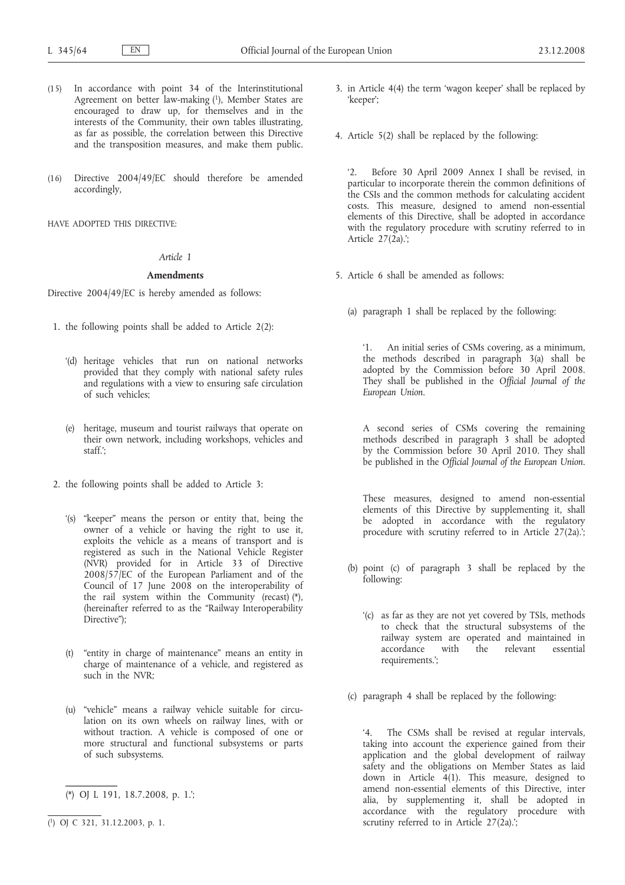(15) In accordance with point 34 of the Interinstitutional Agreement on better law-making [1], Member States are encouraged to draw up, for themselves and in the interests of the Community, their own tables illustrating, as far as possible, the correlation between this Directive and the transposition measures, and make them public.

(16) Directive 2004/49/EC should therefore be amended accordingly,

HAVE ADOPTED THIS DIRECTIVE:

*Article 1*

**Amendments**

Directive 2004/49/EC is hereby amended as follows:

1. the following points shall be added to Article 2(2):

   '(d) heritage vehicles that run on national networks provided that they comply with national safety rules and regulations with a view to ensuring safe circulation of such vehicles;

   (e) heritage, museum and tourist railways that operate on their own network, including workshops, vehicles and staff.';

2. the following points shall be added to Article 3:

   '(s) "keeper" means the person or entity that, being the owner of a vehicle or having the right to use it, exploits the vehicle as a means of transport and is registered as such in the National Vehicle Register (NVR) provided for in Article 33 of Directive 2008/57/EC of the European Parliament and of the Council of 17 June 2008 on the interoperability of the rail system within the Community (recast) (*), (hereinafter referred to as the "Railway Interoperability Directive");

   (t) "entity in charge of maintenance" means an entity in charge of maintenance of a vehicle, and registered as such in the NVR;

   (u) "vehicle" means a railway vehicle suitable for circulation on its own wheels on railway lines, with or without traction. A vehicle is composed of one or more structural and functional subsystems or parts of such subsystems.

   (*) OJ L 191, 18.7.2008, p. 1.';

3. in Article 4(4) the term 'wagon keeper' shall be replaced by 'keeper';

4. Article 5(2) shall be replaced by the following:

   '2. Before 30 April 2009 Annex I shall be revised, in particular to incorporate therein the common definitions of the CSIs and the common methods for calculating accident costs. This measure, designed to amend non-essential elements of this Directive, shall be adopted in accordance with the regulatory procedure with scrutiny referred to in Article 27(2a).';

5. Article 6 shall be amended as follows:

   (a) paragraph 1 shall be replaced by the following:

   '1. An initial series of CSMs covering, as a minimum, the methods described in paragraph 3(a) shall be adopted by the Commission before 30 April 2008. They shall be published in the *Official Journal of the European Union*.

   A second series of CSMs covering the remaining methods described in paragraph 3 shall be adopted by the Commission before 30 April 2010. They shall be published in the *Official Journal of the European Union*.

   These measures, designed to amend non-essential elements of this Directive by supplementing it, shall be adopted in accordance with the regulatory procedure with scrutiny referred to in Article 27(2a).';

   (b) point (c) of paragraph 3 shall be replaced by the following:

   '(c) as far as they are not yet covered by TSIs, methods to check that the structural subsystems of the railway system are operated and maintained in accordance with the relevant essential requirements.';

   (c) paragraph 4 shall be replaced by the following:

   '4. The CSMs shall be revised at regular intervals, taking into account the experience gained from their application and the global development of railway safety and the obligations on Member States as laid down in Article 4(1). This measure, designed to amend non-essential elements of this Directive, inter alia, by supplementing it, shall be adopted in accordance with the regulatory procedure with scrutiny referred to in Article 27(2a).';

[1] OJ C 321, 31.12.2003, p. 1.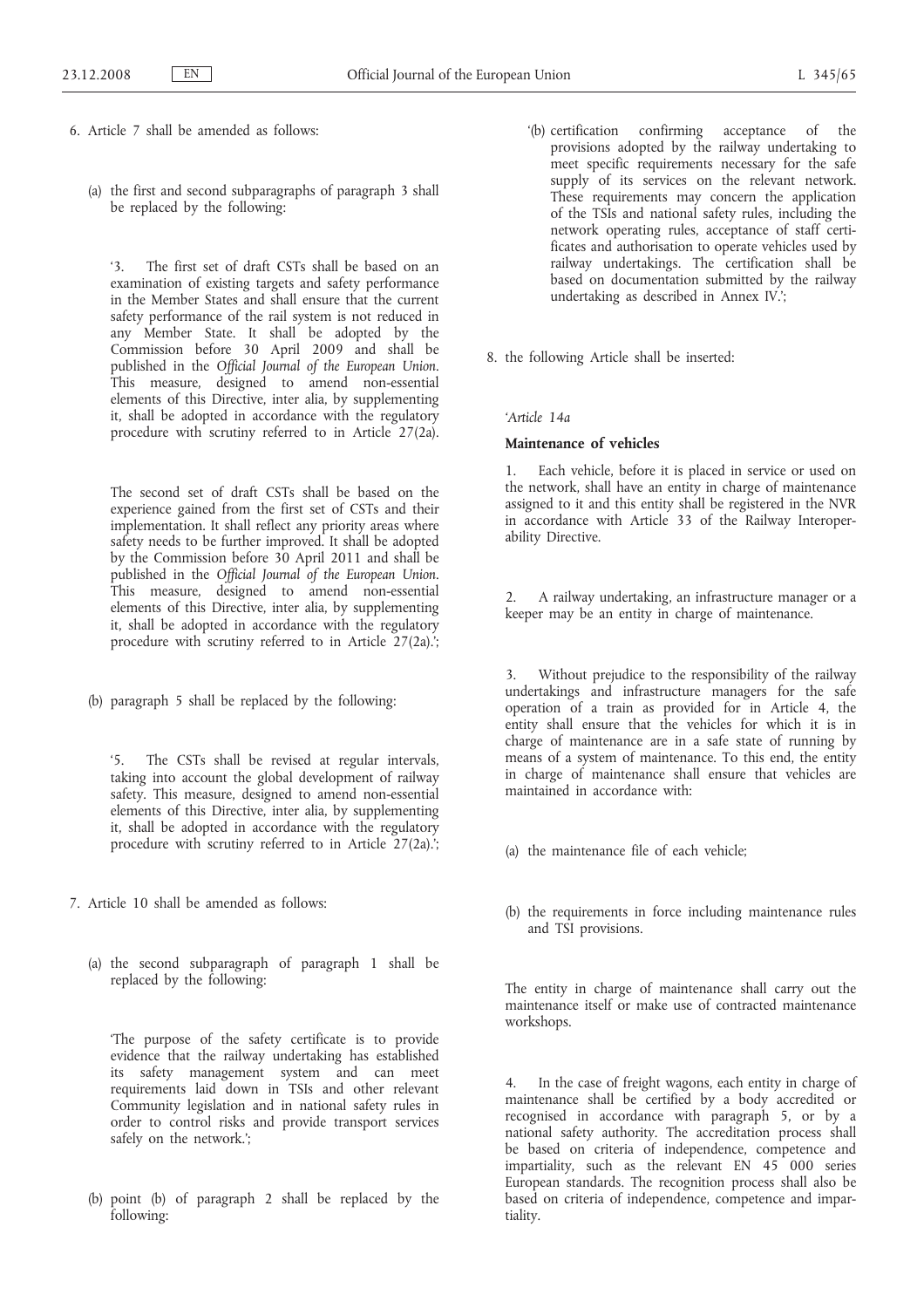6. Article 7 shall be amended as follows:

(a) the first and second subparagraphs of paragraph 3 shall be replaced by the following:

'3. The first set of draft CSTs shall be based on an examination of existing targets and safety performance in the Member States and shall ensure that the current safety performance of the rail system is not reduced in any Member State. It shall be adopted by the Commission before 30 April 2009 and shall be published in the *Official Journal of the European Union*. This measure, designed to amend non-essential elements of this Directive, inter alia, by supplementing it, shall be adopted in accordance with the regulatory procedure with scrutiny referred to in Article 27(2a).

The second set of draft CSTs shall be based on the experience gained from the first set of CSTs and their implementation. It shall reflect any priority areas where safety needs to be further improved. It shall be adopted by the Commission before 30 April 2011 and shall be published in the *Official Journal of the European Union*. This measure, designed to amend non-essential elements of this Directive, inter alia, by supplementing it, shall be adopted in accordance with the regulatory procedure with scrutiny referred to in Article 27(2a).';

(b) paragraph 5 shall be replaced by the following:

'5. The CSTs shall be revised at regular intervals, taking into account the global development of railway safety. This measure, designed to amend non-essential elements of this Directive, inter alia, by supplementing it, shall be adopted in accordance with the regulatory procedure with scrutiny referred to in Article 27(2a).';

7. Article 10 shall be amended as follows:

(a) the second subparagraph of paragraph 1 shall be replaced by the following:

'The purpose of the safety certificate is to provide evidence that the railway undertaking has established its safety management system and can meet requirements laid down in TSIs and other relevant Community legislation and in national safety rules in order to control risks and provide transport services safely on the network.';

(b) point (b) of paragraph 2 shall be replaced by the following:

'(b) certification confirming acceptance of the provisions adopted by the railway undertaking to meet specific requirements necessary for the safe supply of its services on the relevant network. These requirements may concern the application of the TSIs and national safety rules, including the network operating rules, acceptance of staff certificates and authorisation to operate vehicles used by railway undertakings. The certification shall be based on documentation submitted by the railway undertaking as described in Annex IV.';

8. the following Article shall be inserted:

'*Article 14a*

**Maintenance of vehicles**

1. Each vehicle, before it is placed in service or used on the network, shall have an entity in charge of maintenance assigned to it and this entity shall be registered in the NVR in accordance with Article 33 of the Railway Interoperability Directive.

2. A railway undertaking, an infrastructure manager or a keeper may be an entity in charge of maintenance.

3. Without prejudice to the responsibility of the railway undertakings and infrastructure managers for the safe operation of a train as provided for in Article 4, the entity shall ensure that the vehicles for which it is in charge of maintenance are in a safe state of running by means of a system of maintenance. To this end, the entity in charge of maintenance shall ensure that vehicles are maintained in accordance with:

(a) the maintenance file of each vehicle;

(b) the requirements in force including maintenance rules and TSI provisions.

The entity in charge of maintenance shall carry out the maintenance itself or make use of contracted maintenance workshops.

4. In the case of freight wagons, each entity in charge of maintenance shall be certified by a body accredited or recognised in accordance with paragraph 5, or by a national safety authority. The accreditation process shall be based on criteria of independence, competence and impartiality, such as the relevant EN 45 000 series European standards. The recognition process shall also be based on criteria of independence, competence and impartiality.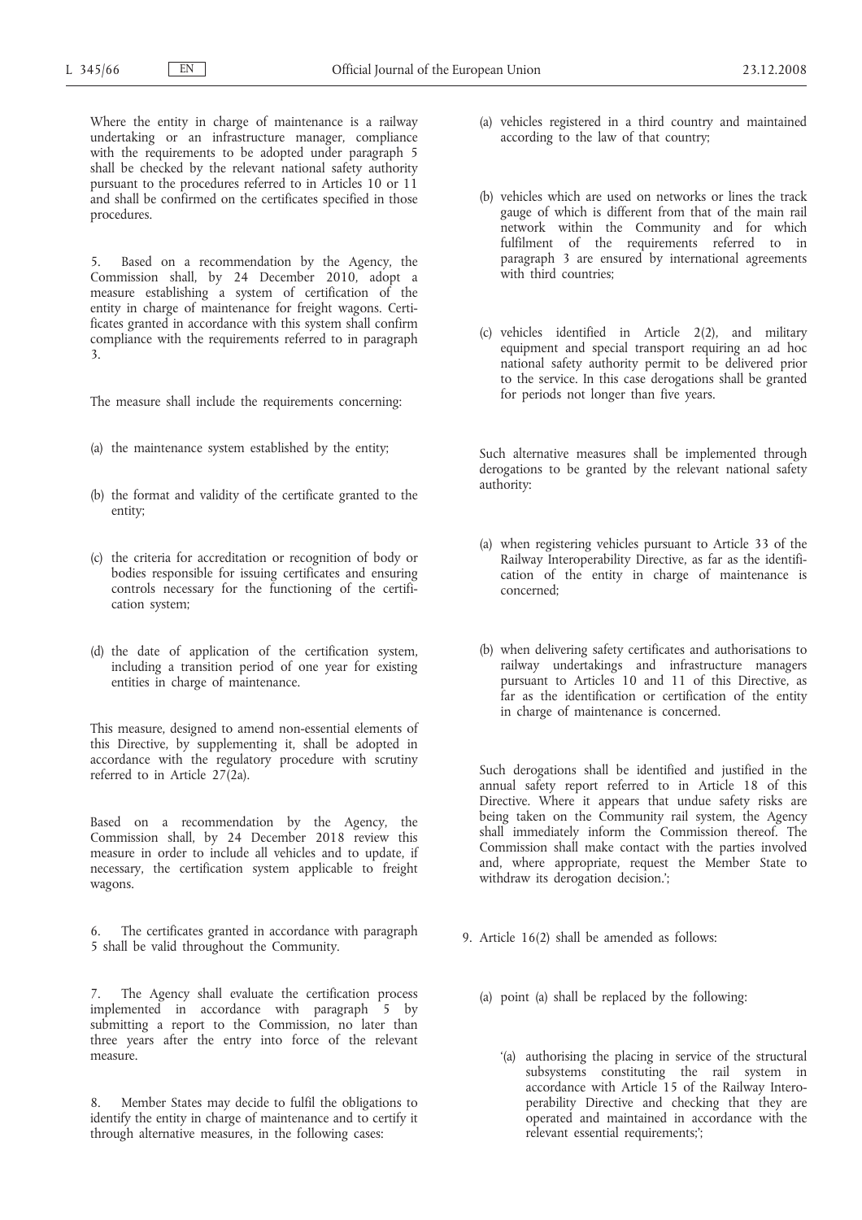Where the entity in charge of maintenance is a railway undertaking or an infrastructure manager, compliance with the requirements to be adopted under paragraph 5 shall be checked by the relevant national safety authority pursuant to the procedures referred to in Articles 10 or 11 and shall be confirmed on the certificates specified in those procedures.

5. Based on a recommendation by the Agency, the Commission shall, by 24 December 2010, adopt a measure establishing a system of certification of the entity in charge of maintenance for freight wagons. Certificates granted in accordance with this system shall confirm compliance with the requirements referred to in paragraph 3.

The measure shall include the requirements concerning:

(a) the maintenance system established by the entity;

(b) the format and validity of the certificate granted to the entity;

(c) the criteria for accreditation or recognition of body or bodies responsible for issuing certificates and ensuring controls necessary for the functioning of the certification system;

(d) the date of application of the certification system, including a transition period of one year for existing entities in charge of maintenance.

This measure, designed to amend non-essential elements of this Directive, by supplementing it, shall be adopted in accordance with the regulatory procedure with scrutiny referred to in Article 27(2a).

Based on a recommendation by the Agency, the Commission shall, by 24 December 2018 review this measure in order to include all vehicles and to update, if necessary, the certification system applicable to freight wagons.

6. The certificates granted in accordance with paragraph 5 shall be valid throughout the Community.

7. The Agency shall evaluate the certification process implemented in accordance with paragraph 5 by submitting a report to the Commission, no later than three years after the entry into force of the relevant measure.

8. Member States may decide to fulfil the obligations to identify the entity in charge of maintenance and to certify it through alternative measures, in the following cases:

(a) vehicles registered in a third country and maintained according to the law of that country;

(b) vehicles which are used on networks or lines the track gauge of which is different from that of the main rail network within the Community and for which fulfilment of the requirements referred to in paragraph 3 are ensured by international agreements with third countries;

(c) vehicles identified in Article 2(2), and military equipment and special transport requiring an ad hoc national safety authority permit to be delivered prior to the service. In this case derogations shall be granted for periods not longer than five years.

Such alternative measures shall be implemented through derogations to be granted by the relevant national safety authority:

(a) when registering vehicles pursuant to Article 33 of the Railway Interoperability Directive, as far as the identification of the entity in charge of maintenance is concerned;

(b) when delivering safety certificates and authorisations to railway undertakings and infrastructure managers pursuant to Articles 10 and 11 of this Directive, as far as the identification or certification of the entity in charge of maintenance is concerned.

Such derogations shall be identified and justified in the annual safety report referred to in Article 18 of this Directive. Where it appears that undue safety risks are being taken on the Community rail system, the Agency shall immediately inform the Commission thereof. The Commission shall make contact with the parties involved and, where appropriate, request the Member State to withdraw its derogation decision.';

9. Article 16(2) shall be amended as follows:

(a) point (a) shall be replaced by the following:

'(a) authorising the placing in service of the structural subsystems constituting the rail system in accordance with Article 15 of the Railway Interoperability Directive and checking that they are operated and maintained in accordance with the relevant essential requirements;';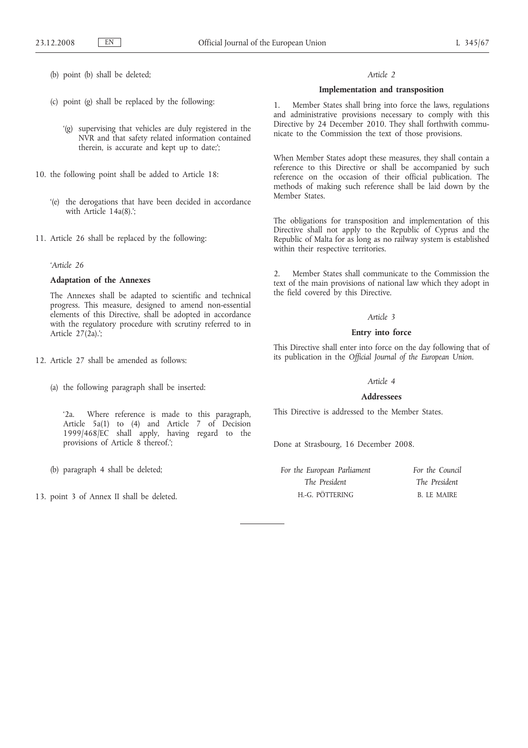(b) point (b) shall be deleted;

(c) point (g) shall be replaced by the following:

‘(g) supervising that vehicles are duly registered in the NVR and that safety related information contained therein, is accurate and kept up to date;’;

10. the following point shall be added to Article 18:

‘(e) the derogations that have been decided in accordance with Article 14a(8).’;

11. Article 26 shall be replaced by the following:

*‘Article 26*

**Adaptation of the Annexes**

The Annexes shall be adapted to scientific and technical progress. This measure, designed to amend non-essential elements of this Directive, shall be adopted in accordance with the regulatory procedure with scrutiny referred to in Article 27(2a).’;

12. Article 27 shall be amended as follows:

(a) the following paragraph shall be inserted:

‘2a. Where reference is made to this paragraph, Article 5a(1) to (4) and Article 7 of Decision 1999/468/EC shall apply, having regard to the provisions of Article 8 thereof.’;

(b) paragraph 4 shall be deleted;

13. point 3 of Annex II shall be deleted.

*Article 2*

**Implementation and transposition**

1. Member States shall bring into force the laws, regulations and administrative provisions necessary to comply with this Directive by 24 December 2010. They shall forthwith communicate to the Commission the text of those provisions.

When Member States adopt these measures, they shall contain a reference to this Directive or shall be accompanied by such reference on the occasion of their official publication. The methods of making such reference shall be laid down by the Member States.

The obligations for transposition and implementation of this Directive shall not apply to the Republic of Cyprus and the Republic of Malta for as long as no railway system is established within their respective territories.

2. Member States shall communicate to the Commission the text of the main provisions of national law which they adopt in the field covered by this Directive.

*Article 3*

**Entry into force**

This Directive shall enter into force on the day following that of its publication in the *Official Journal of the European Union*.

*Article 4*

**Addressees**

This Directive is addressed to the Member States.

Done at Strasbourg, 16 December 2008.

*For the European Parliament*
*The President*
H.-G. PÖTTERING

*For the Council*
*The President*
B. LE MAIRE